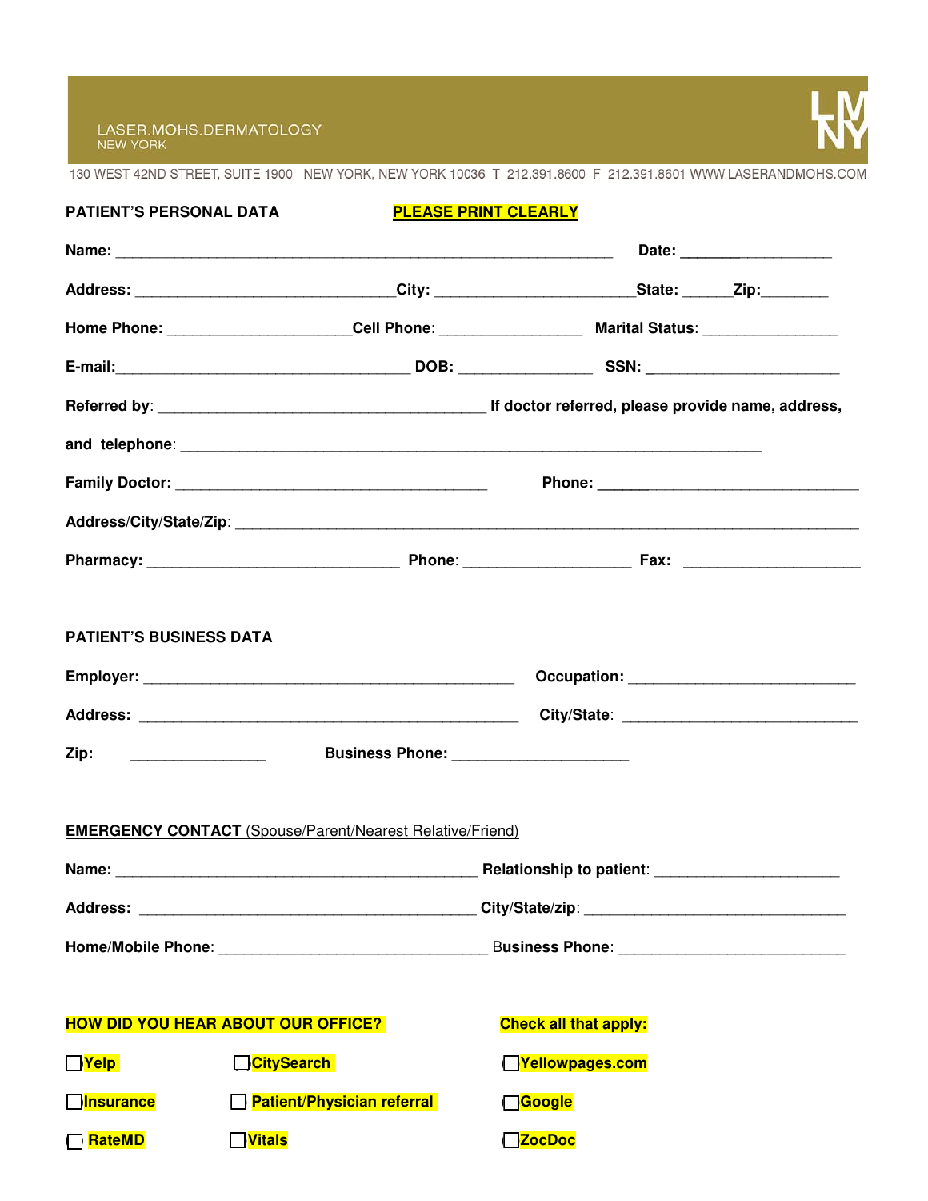LASER.MOHS.DERMATOLOGY
NEW YORK

LMNY

130 WEST 42ND STREET, SUITE 1900 NEW YORK, NEW YORK 10036 T 212.391.8600 F 212.391.8601 WWW.LASERANDMOHS.COM

**PATIENT'S PERSONAL DATA** **PLEASE PRINT CLEARLY**

**Name:** ______________________________________________________________ **Date:** ___________________

**Address:** _______________________________**City:** _______________________**State:** ______**Zip:**________

**Home Phone:** ______________________**Cell Phone**: _________________ **Marital Status**: ________________

**E-mail:**____________________________________ **DOB:** ________________ **SSN:** _______________________

**Referred by**: _________________________________________ **If doctor referred, please provide name, address,**

**and telephone**: _________________________________________________________________________

**Family Doctor:** _______________________________________ **Phone:** ______________________________

**Address/City/State/Zip**: ________________________________________________________________________

**Pharmacy:** ________________________________ **Phone**: _____________________ **Fax:** _____________________

**PATIENT'S BUSINESS DATA**

**Employer:** ______________________________________________ **Occupation:** ___________________________

**Address:** _______________________________________________ **City/State**: ____________________________

**Zip:** _________________ **Business Phone:** ______________________

**EMERGENCY CONTACT** (Spouse/Parent/Nearest Relative/Friend)

**Name:** _____________________________________________ **Relationship to patient**: ______________________

**Address:** ___________________________________________ **City/State/zip**: ________________________________

**Home/Mobile Phone**: __________________________________ **Business Phone**: ___________________________

**HOW DID YOU HEAR ABOUT OUR OFFICE?** **Check all that apply:**

- ☐ **Yelp**
- ☐ **CitySearch**
- ☐ **Yellowpages.com**
- ☐ **Insurance**
- ☐ **Patient/Physician referral**
- ☐ **Google**
- ☐ **RateMD**
- ☐ **Vitals**
- ☐ **ZocDoc**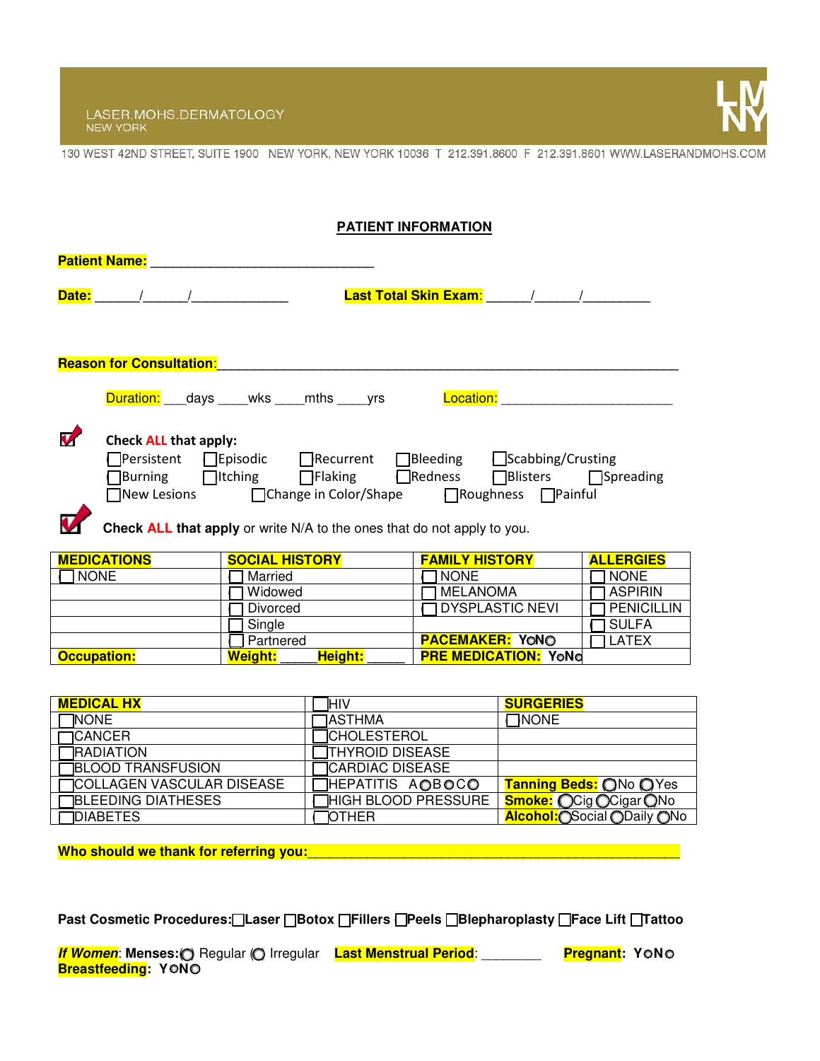LASER.MOHS.DERMATOLOGY
NEW YORK

130 WEST 42ND STREET, SUITE 1900 NEW YORK, NEW YORK 10036 T 212.391.8600 F 212.391.8601 WWW.LASERANDMOHS.COM

## PATIENT INFORMATION

**Patient Name:** ______________________________

**Date:** ______/______/_____________ **Last Total Skin Exam**: ______/______/_________

**Reason for Consultation**: _______________________________________________________________

Duration: ___days ____wks ____mths ____yrs Location: _______________________

**Check ALL that apply:**

☐Persistent ☐Episodic ☐Recurrent ☐Bleeding ☐Scabbing/Crusting
☐Burning ☐Itching ☐Flaking ☐Redness ☐Blisters ☐Spreading
☐New Lesions ☐Change in Color/Shape ☐Roughness ☐Painful

**Check ALL that apply** or write N/A to the ones that do not apply to you.

| MEDICATIONS | SOCIAL HISTORY | FAMILY HISTORY | ALLERGIES |
|---|---|---|---|
| ☐ NONE | ☐ Married | ☐ NONE | ☐ NONE |
| | ☐ Widowed | ☐ MELANOMA | ☐ ASPIRIN |
| | ☐ Divorced | ☐ DYSPLASTIC NEVI | ☐ PENICILLIN |
| | ☐ Single | | ☐ SULFA |
| | ☐ Partnered | **PACEMAKER: Y○N○** | ☐ LATEX |
| **Occupation:** | **Weight:** _____ **Height:** _____ | **PRE MEDICATION: Y○N○** | |

| MEDICAL HX | | SURGERIES |
|---|---|---|
| | ☐HIV | |
| ☐NONE | ☐ASTHMA | ☐NONE |
| ☐CANCER | ☐CHOLESTEROL | |
| ☐RADIATION | ☐THYROID DISEASE | |
| ☐BLOOD TRANSFUSION | ☐CARDIAC DISEASE | |
| ☐COLLAGEN VASCULAR DISEASE | ☐HEPATITIS A○B○C○ | **Tanning Beds:** ○No ○Yes |
| ☐BLEEDING DIATHESES | ☐HIGH BLOOD PRESSURE | **Smoke:** ○Cig ○Cigar ○No |
| ☐DIABETES | ☐OTHER | **Alcohol:** ○Social ○Daily ○No |

**Who should we thank for referring you:**_____________________________________________________

**Past Cosmetic Procedures:** ☐**Laser** ☐**Botox** ☐**Fillers** ☐**Peels** ☐**Blepharoplasty** ☐**Face Lift** ☐**Tattoo**

***If Women***: **Menses:** ○ Regular ○ Irregular **Last Menstrual Period**: ________ **Pregnant**: **Y○N○**
**Breastfeeding**: **Y○N○**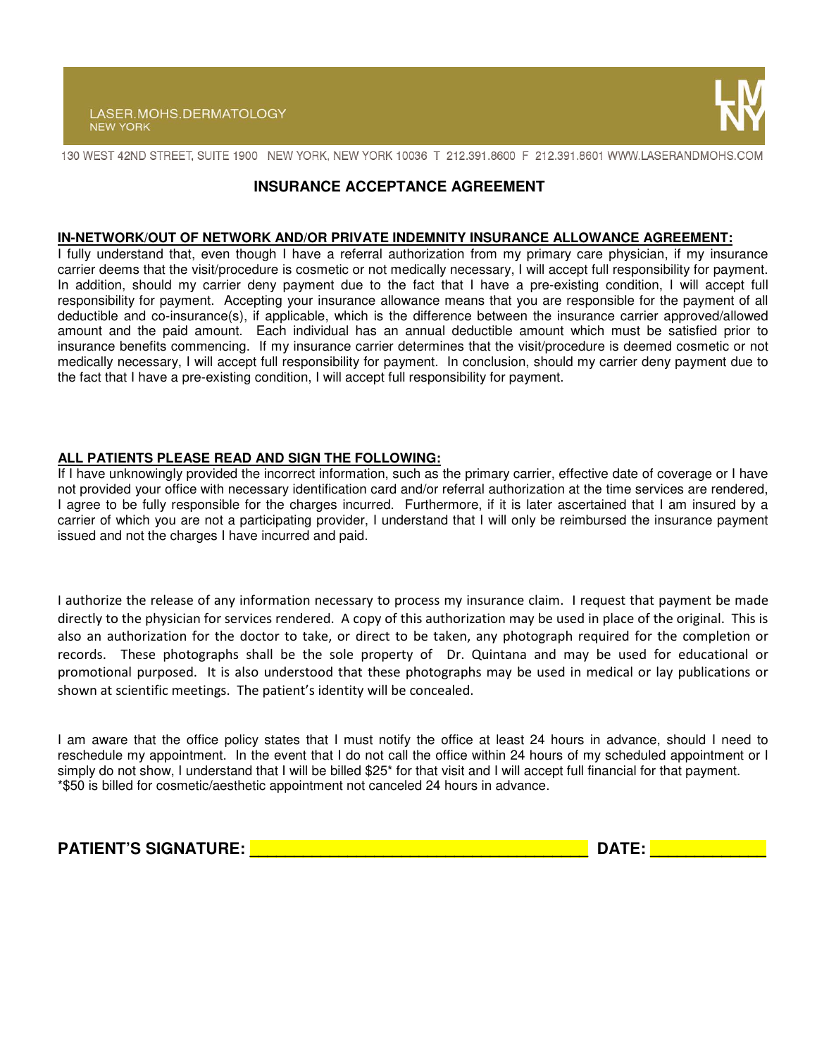LASER.MOHS.DERMATOLOGY
NEW YORK

130 WEST 42ND STREET, SUITE 1900 NEW YORK, NEW YORK 10036 T 212.391.8600 F 212.391.8601 WWW.LASERANDMOHS.COM

## INSURANCE ACCEPTANCE AGREEMENT

**IN-NETWORK/OUT OF NETWORK AND/OR PRIVATE INDEMNITY INSURANCE ALLOWANCE AGREEMENT:**

I fully understand that, even though I have a referral authorization from my primary care physician, if my insurance carrier deems that the visit/procedure is cosmetic or not medically necessary, I will accept full responsibility for payment. In addition, should my carrier deny payment due to the fact that I have a pre-existing condition, I will accept full responsibility for payment. Accepting your insurance allowance means that you are responsible for the payment of all deductible and co-insurance(s), if applicable, which is the difference between the insurance carrier approved/allowed amount and the paid amount. Each individual has an annual deductible amount which must be satisfied prior to insurance benefits commencing. If my insurance carrier determines that the visit/procedure is deemed cosmetic or not medically necessary, I will accept full responsibility for payment. In conclusion, should my carrier deny payment due to the fact that I have a pre-existing condition, I will accept full responsibility for payment.

**ALL PATIENTS PLEASE READ AND SIGN THE FOLLOWING:**

If I have unknowingly provided the incorrect information, such as the primary carrier, effective date of coverage or I have not provided your office with necessary identification card and/or referral authorization at the time services are rendered, I agree to be fully responsible for the charges incurred. Furthermore, if it is later ascertained that I am insured by a carrier of which you are not a participating provider, I understand that I will only be reimbursed the insurance payment issued and not the charges I have incurred and paid.

I authorize the release of any information necessary to process my insurance claim. I request that payment be made directly to the physician for services rendered. A copy of this authorization may be used in place of the original. This is also an authorization for the doctor to take, or direct to be taken, any photograph required for the completion or records. These photographs shall be the sole property of Dr. Quintana and may be used for educational or promotional purposed. It is also understood that these photographs may be used in medical or lay publications or shown at scientific meetings. The patient's identity will be concealed.

I am aware that the office policy states that I must notify the office at least 24 hours in advance, should I need to reschedule my appointment. In the event that I do not call the office within 24 hours of my scheduled appointment or I simply do not show, I understand that I will be billed $25* for that visit and I will accept full financial for that payment.
*$50 is billed for cosmetic/aesthetic appointment not canceled 24 hours in advance.

**PATIENT'S SIGNATURE:** ______________________________ **DATE:** ____________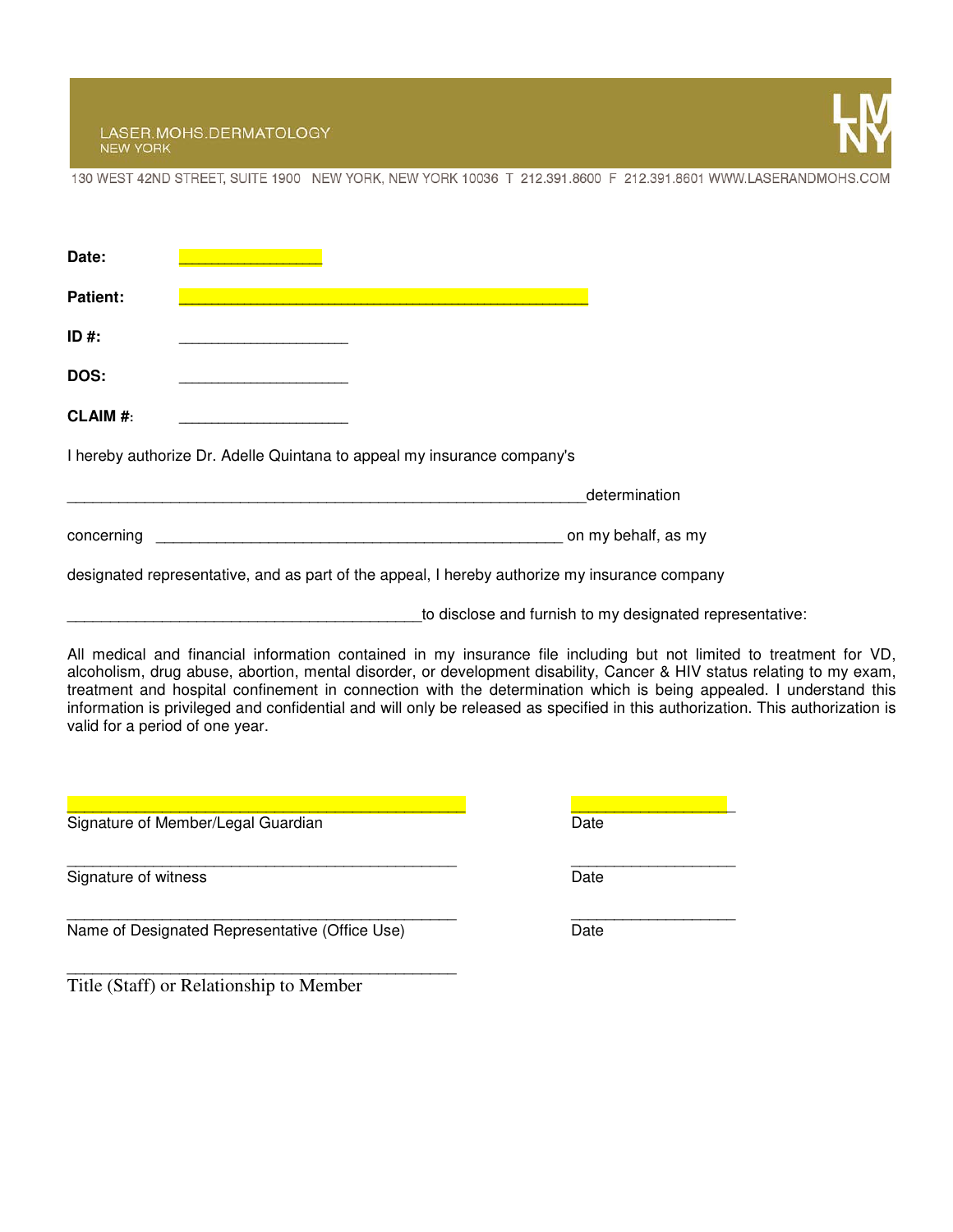LASER.MOHS.DERMATOLOGY
NEW YORK

130 WEST 42ND STREET, SUITE 1900 NEW YORK, NEW YORK 10036 T 212.391.8600 F 212.391.8601 WWW.LASERANDMOHS.COM

**Date:** ________________

**Patient:** _______________________________________________

**ID #:** ___________________

**DOS:** ___________________

**CLAIM #:** ___________________

I hereby authorize Dr. Adelle Quintana to appeal my insurance company's

____________________________________________________________determination

concerning _______________________________________________ on my behalf, as my

designated representative, and as part of the appeal, I hereby authorize my insurance company

__________________________________________to disclose and furnish to my designated representative:

All medical and financial information contained in my insurance file including but not limited to treatment for VD, alcoholism, drug abuse, abortion, mental disorder, or development disability, Cancer & HIV status relating to my exam, treatment and hospital confinement in connection with the determination which is being appealed. I understand this information is privileged and confidential and will only be released as specified in this authorization. This authorization is valid for a period of one year.

______________________________________________ ___________________
Signature of Member/Legal Guardian Date

______________________________________________ ___________________
Signature of witness Date

______________________________________________ ___________________
Name of Designated Representative (Office Use) Date

______________________________________________
Title (Staff) or Relationship to Member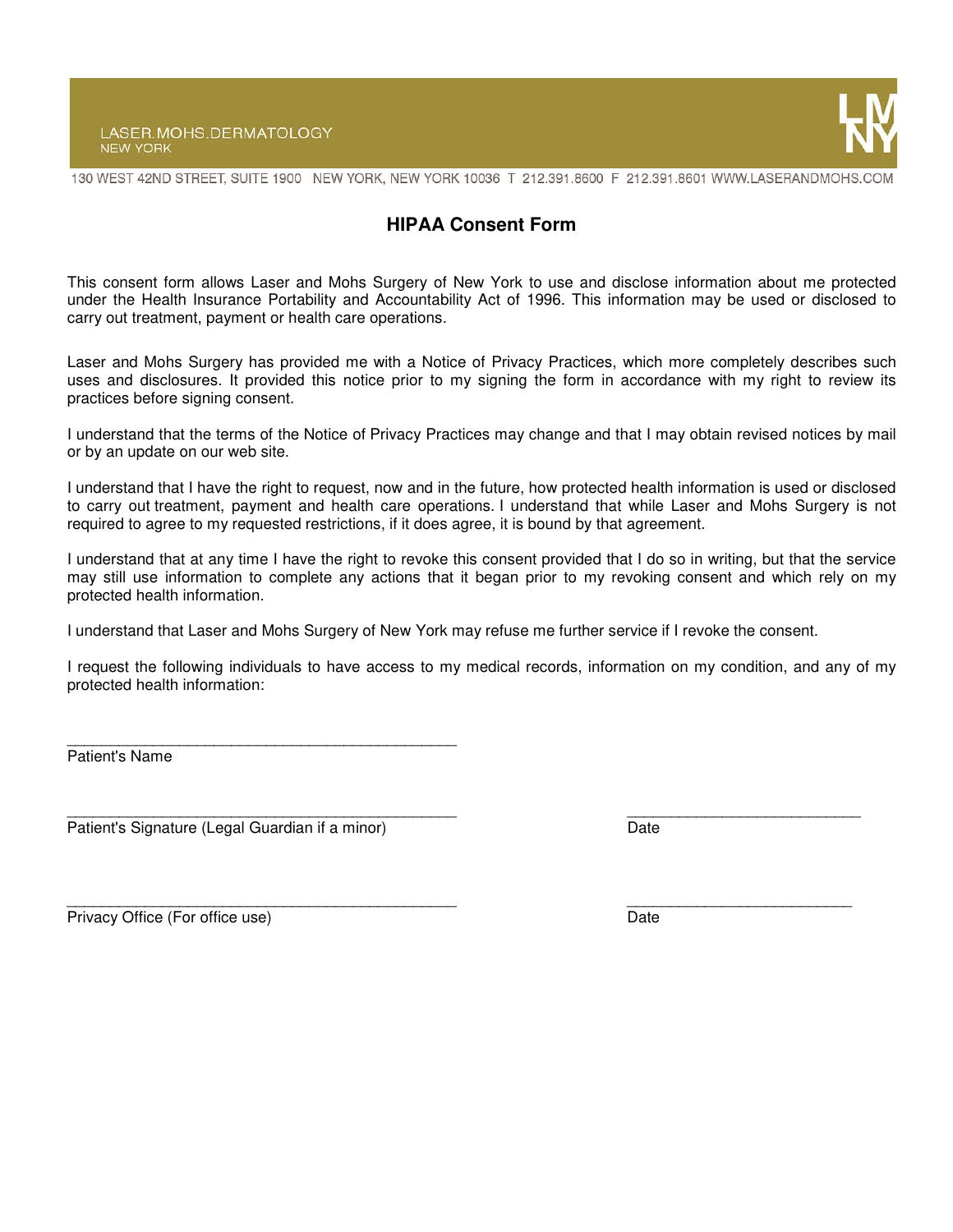LASER.MOHS.DERMATOLOGY
NEW YORK

130 WEST 42ND STREET, SUITE 1900 NEW YORK, NEW YORK 10036 T 212.391.8600 F 212.391.8601 WWW.LASERANDMOHS.COM

# HIPAA Consent Form

This consent form allows Laser and Mohs Surgery of New York to use and disclose information about me protected under the Health Insurance Portability and Accountability Act of 1996. This information may be used or disclosed to carry out treatment, payment or health care operations.

Laser and Mohs Surgery has provided me with a Notice of Privacy Practices, which more completely describes such uses and disclosures. It provided this notice prior to my signing the form in accordance with my right to review its practices before signing consent.

I understand that the terms of the Notice of Privacy Practices may change and that I may obtain revised notices by mail or by an update on our web site.

I understand that I have the right to request, now and in the future, how protected health information is used or disclosed to carry out treatment, payment and health care operations. I understand that while Laser and Mohs Surgery is not required to agree to my requested restrictions, if it does agree, it is bound by that agreement.

I understand that at any time I have the right to revoke this consent provided that I do so in writing, but that the service may still use information to complete any actions that it began prior to my revoking consent and which rely on my protected health information.

I understand that Laser and Mohs Surgery of New York may refuse me further service if I revoke the consent.

I request the following individuals to have access to my medical records, information on my condition, and any of my protected health information:

_______________________________________________
Patient's Name

_______________________________________________ _____________________________
Patient's Signature (Legal Guardian if a minor) Date

_______________________________________________ ____________________________
Privacy Office (For office use) Date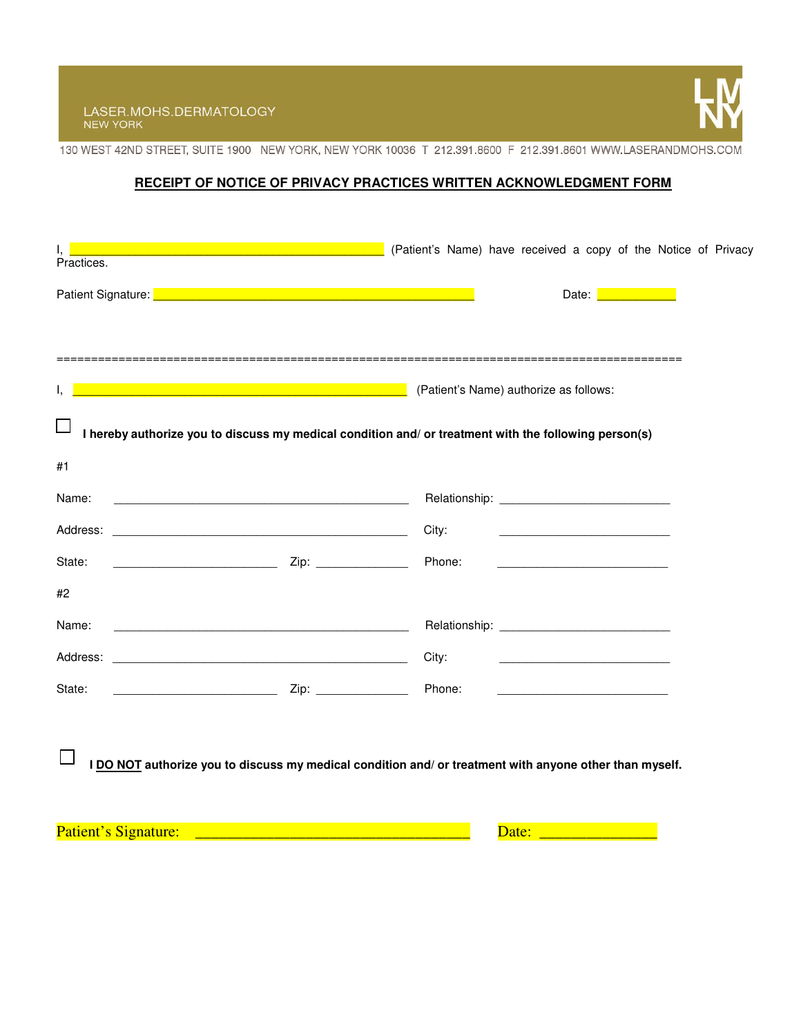LASER.MOHS.DERMATOLOGY
NEW YORK

LM NY

130 WEST 42ND STREET, SUITE 1900 NEW YORK, NEW YORK 10036 T 212.391.8600 F 212.391.8601 WWW.LASERANDMOHS.COM

## RECEIPT OF NOTICE OF PRIVACY PRACTICES WRITTEN ACKNOWLEDGMENT FORM

I, ______________________________ (Patient's Name) have received a copy of the Notice of Privacy Practices.

Patient Signature: ______________________________ Date: __________

==========================================================================================

I, ______________________________ (Patient's Name) authorize as follows:

☐ **I hereby authorize you to discuss my medical condition and/ or treatment with the following person(s)**

#1

Name: ______________________________ Relationship: ____________________

Address: ______________________________ City: ____________________

State: ________________ Zip: __________ Phone: ____________________

#2

Name: ______________________________ Relationship: ____________________

Address: ______________________________ City: ____________________

State: ________________ Zip: __________ Phone: ____________________

☐ **I <u>DO NOT</u> authorize you to discuss my medical condition and/ or treatment with anyone other than myself.**

Patient's Signature: ______________________________ Date: ______________